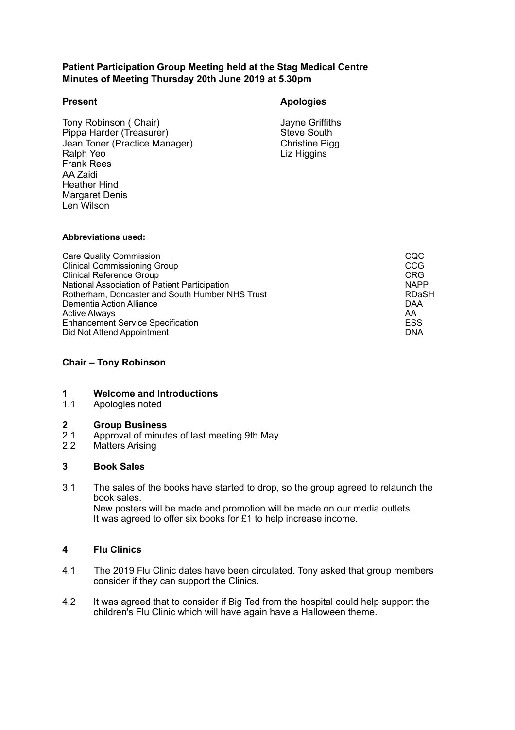**Patient Participation Group Meeting held at the Stag Medical Centre**
**Minutes of Meeting Thursday 20th June 2019 at 5.30pm**

**Present**

Tony Robinson ( Chair)
Pippa Harder (Treasurer)
Jean Toner (Practice Manager)
Ralph Yeo
Frank Rees
AA Zaidi
Heather Hind
Margaret Denis
Len Wilson

**Apologies**

Jayne Griffiths
Steve South
Christine Pigg
Liz Higgins

**Abbreviations used:**

| | |
|---|---|
| Care Quality Commission | CQC |
| Clinical Commissioning Group | CCG |
| Clinical Reference Group | CRG |
| National Association of Patient Participation | NAPP |
| Rotherham, Doncaster and South Humber NHS Trust | RDaSH |
| Dementia Action Alliance | DAA |
| Active Always | AA |
| Enhancement Service Specification | ESS |
| Did Not Attend Appointment | DNA |

**Chair – Tony Robinson**

**1 Welcome and Introductions**

1.1 Apologies noted

**2 Group Business**

2.1 Approval of minutes of last meeting 9th May

2.2 Matters Arising

**3 Book Sales**

3.1 The sales of the books have started to drop, so the group agreed to relaunch the book sales.
New posters will be made and promotion will be made on our media outlets.
It was agreed to offer six books for £1 to help increase income.

**4 Flu Clinics**

4.1 The 2019 Flu Clinic dates have been circulated. Tony asked that group members consider if they can support the Clinics.

4.2 It was agreed that to consider if Big Ted from the hospital could help support the children's Flu Clinic which will have again have a Halloween theme.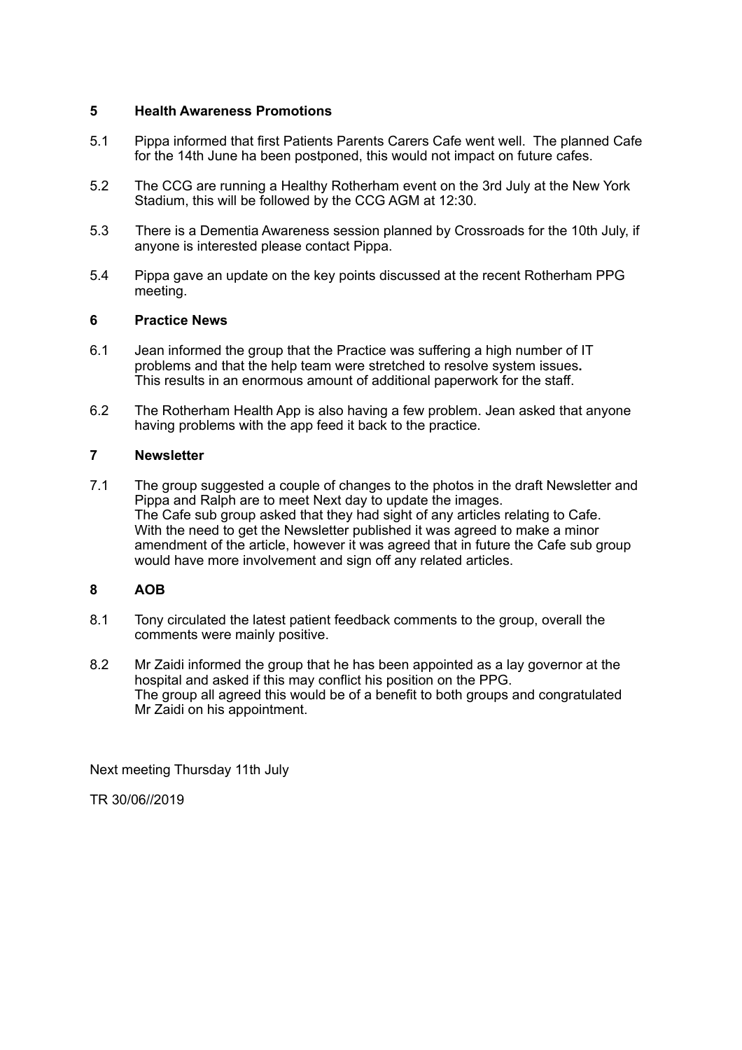## 5 Health Awareness Promotions

5.1 Pippa informed that first Patients Parents Carers Cafe went well. The planned Cafe for the 14th June ha been postponed, this would not impact on future cafes.

5.2 The CCG are running a Healthy Rotherham event on the 3rd July at the New York Stadium, this will be followed by the CCG AGM at 12:30.

5.3 There is a Dementia Awareness session planned by Crossroads for the 10th July, if anyone is interested please contact Pippa.

5.4 Pippa gave an update on the key points discussed at the recent Rotherham PPG meeting.

## 6 Practice News

6.1 Jean informed the group that the Practice was suffering a high number of IT problems and that the help team were stretched to resolve system issues**.** This results in an enormous amount of additional paperwork for the staff.

6.2 The Rotherham Health App is also having a few problem. Jean asked that anyone having problems with the app feed it back to the practice.

## 7 Newsletter

7.1 The group suggested a couple of changes to the photos in the draft Newsletter and Pippa and Ralph are to meet Next day to update the images.
The Cafe sub group asked that they had sight of any articles relating to Cafe. With the need to get the Newsletter published it was agreed to make a minor amendment of the article, however it was agreed that in future the Cafe sub group would have more involvement and sign off any related articles.

## 8 AOB

8.1 Tony circulated the latest patient feedback comments to the group, overall the comments were mainly positive.

8.2 Mr Zaidi informed the group that he has been appointed as a lay governor at the hospital and asked if this may conflict his position on the PPG.
The group all agreed this would be of a benefit to both groups and congratulated Mr Zaidi on his appointment.

Next meeting Thursday 11th July

TR 30/06//2019